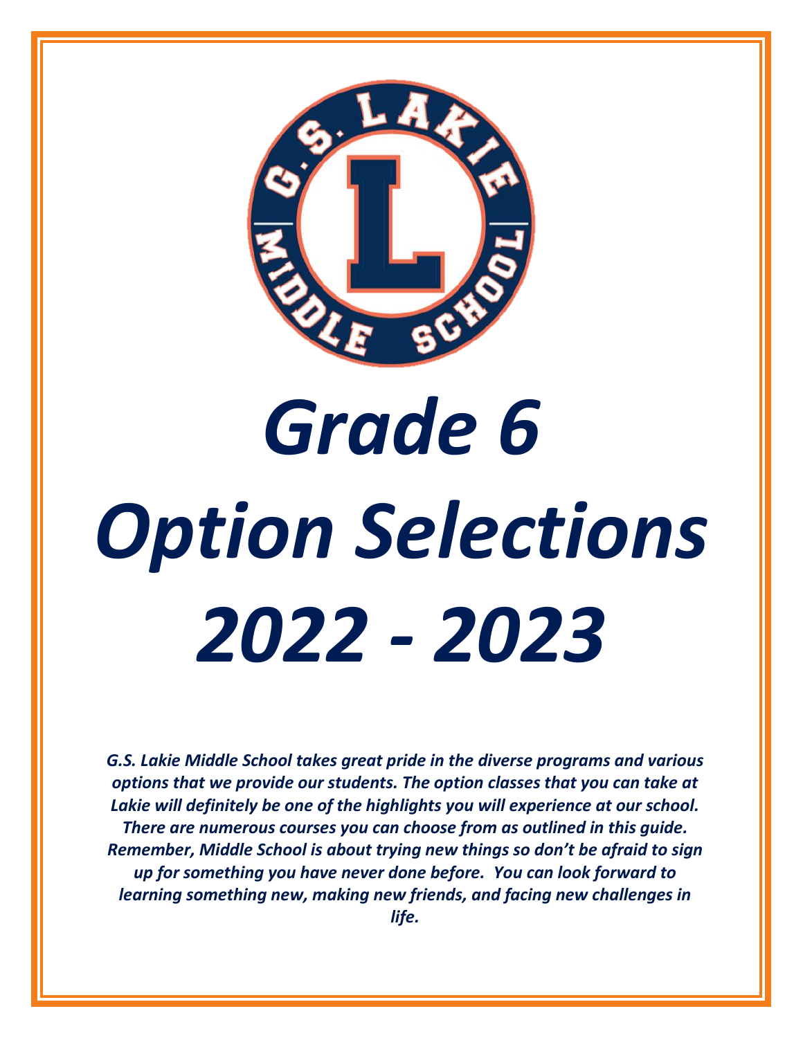# *Grade 6 Option Selections 2022 - 2023*

***G.S. Lakie Middle School takes great pride in the diverse programs and various options that we provide our students. The option classes that you can take at Lakie will definitely be one of the highlights you will experience at our school. There are numerous courses you can choose from as outlined in this guide. Remember, Middle School is about trying new things so don't be afraid to sign up for something you have never done before. You can look forward to learning something new, making new friends, and facing new challenges in life.***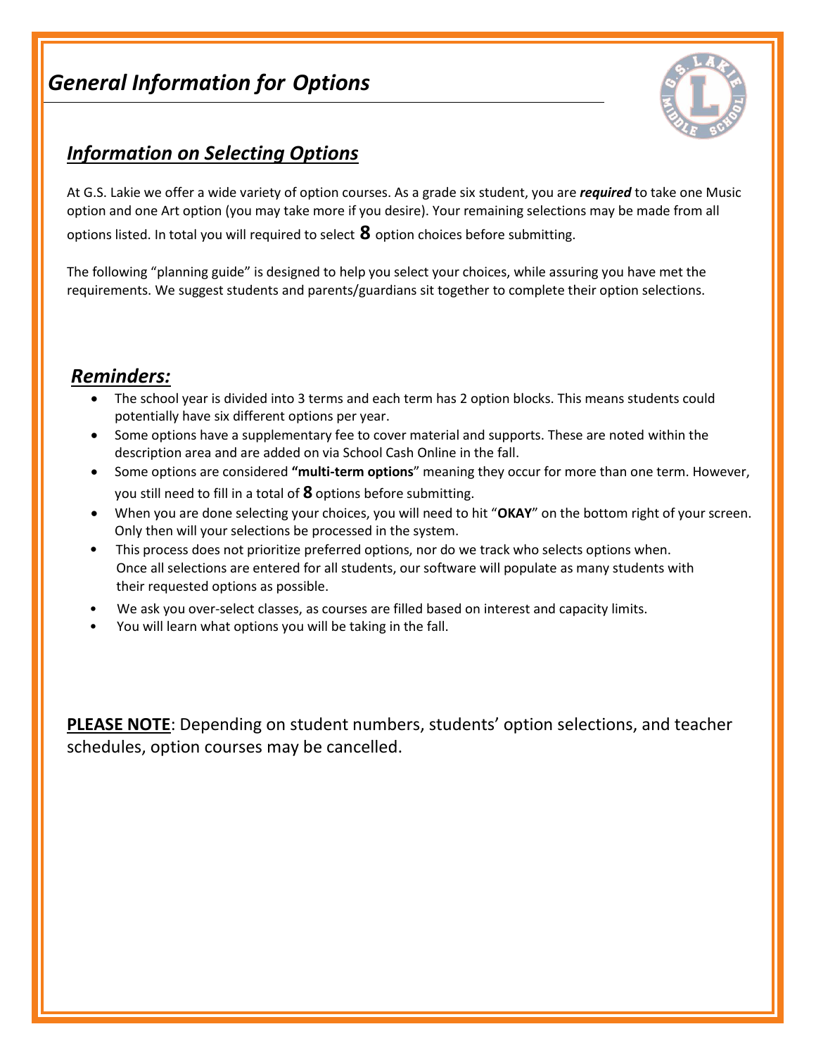# *General Information for Options*

## ***Information on Selecting Options***

At G.S. Lakie we offer a wide variety of option courses. As a grade six student, you are ***required*** to take one Music option and one Art option (you may take more if you desire). Your remaining selections may be made from all options listed. In total you will required to select **8** option choices before submitting.

The following "planning guide" is designed to help you select your choices, while assuring you have met the requirements. We suggest students and parents/guardians sit together to complete their option selections.

## ***Reminders:***

- The school year is divided into 3 terms and each term has 2 option blocks. This means students could potentially have six different options per year.
- Some options have a supplementary fee to cover material and supports. These are noted within the description area and are added on via School Cash Online in the fall.
- Some options are considered **"multi-term options**" meaning they occur for more than one term. However, you still need to fill in a total of **8** options before submitting.
- When you are done selecting your choices, you will need to hit "**OKAY**" on the bottom right of your screen. Only then will your selections be processed in the system.
- This process does not prioritize preferred options, nor do we track who selects options when. Once all selections are entered for all students, our software will populate as many students with their requested options as possible.
- We ask you over-select classes, as courses are filled based on interest and capacity limits.
- You will learn what options you will be taking in the fall.

**PLEASE NOTE**: Depending on student numbers, students' option selections, and teacher schedules, option courses may be cancelled.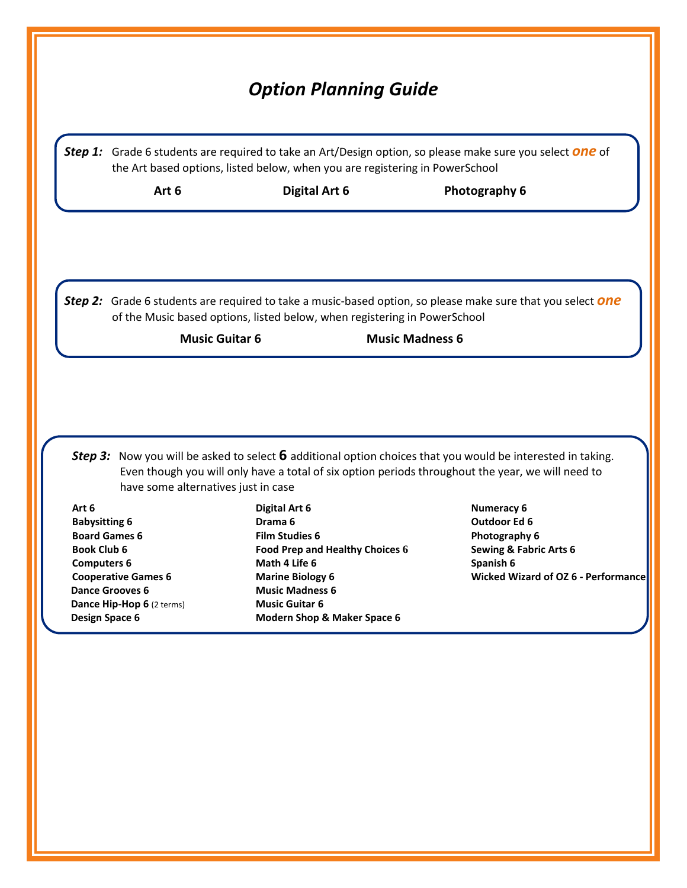# *Option Planning Guide*

***Step 1:*** Grade 6 students are required to take an Art/Design option, so please make sure you select ***one*** of the Art based options, listed below, when you are registering in PowerSchool

**Art 6** **Digital Art 6** **Photography 6**

***Step 2:*** Grade 6 students are required to take a music-based option, so please make sure that you select ***one*** of the Music based options, listed below, when registering in PowerSchool

**Music Guitar 6** **Music Madness 6**

***Step 3:*** Now you will be asked to select **6** additional option choices that you would be interested in taking. Even though you will only have a total of six option periods throughout the year, we will need to have some alternatives just in case

- **Art 6**
- **Babysitting 6**
- **Board Games 6**
- **Book Club 6**
- **Computers 6**
- **Cooperative Games 6**
- **Dance Grooves 6**
- **Dance Hip-Hop 6** (2 terms)
- **Design Space 6**
- **Digital Art 6**
- **Drama 6**
- **Film Studies 6**
- **Food Prep and Healthy Choices 6**
- **Math 4 Life 6**
- **Marine Biology 6**
- **Music Madness 6**
- **Music Guitar 6**
- **Modern Shop & Maker Space 6**
- **Numeracy 6**
- **Outdoor Ed 6**
- **Photography 6**
- **Sewing & Fabric Arts 6**
- **Spanish 6**
- **Wicked Wizard of OZ 6 - Performance**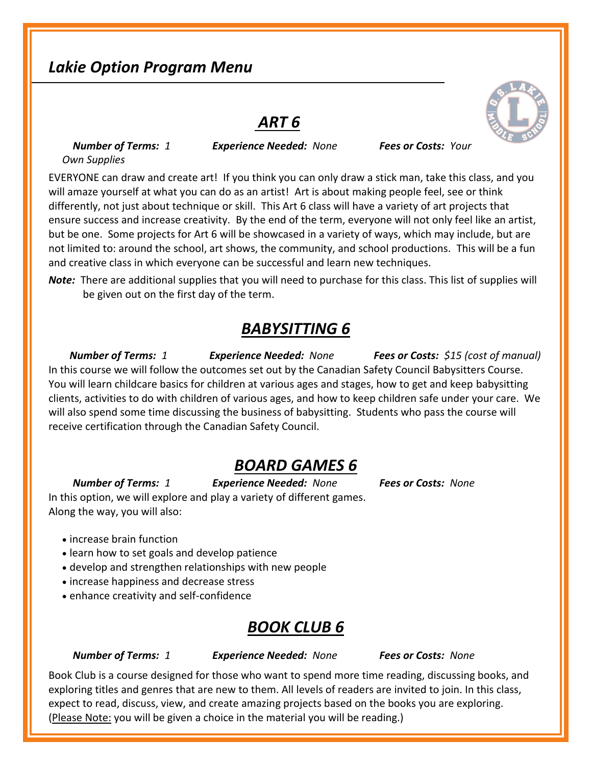## *Lakie Option Program Menu*

# ***ART 6***

***Number of Terms:*** *1* ***Experience Needed:*** *None* ***Fees or Costs:*** *Your Own Supplies*

EVERYONE can draw and create art! If you think you can only draw a stick man, take this class, and you will amaze yourself at what you can do as an artist! Art is about making people feel, see or think differently, not just about technique or skill. This Art 6 class will have a variety of art projects that ensure success and increase creativity. By the end of the term, everyone will not only feel like an artist, but be one. Some projects for Art 6 will be showcased in a variety of ways, which may include, but are not limited to: around the school, art shows, the community, and school productions. This will be a fun and creative class in which everyone can be successful and learn new techniques.

***Note:*** There are additional supplies that you will need to purchase for this class. This list of supplies will be given out on the first day of the term.

# ***BABYSITTING 6***

***Number of Terms:*** *1* ***Experience Needed:*** *None* ***Fees or Costs:*** *$15 (cost of manual)*

In this course we will follow the outcomes set out by the Canadian Safety Council Babysitters Course. You will learn childcare basics for children at various ages and stages, how to get and keep babysitting clients, activities to do with children of various ages, and how to keep children safe under your care. We will also spend some time discussing the business of babysitting. Students who pass the course will receive certification through the Canadian Safety Council.

# ***BOARD GAMES 6***

***Number of Terms:*** *1* ***Experience Needed:*** *None* ***Fees or Costs:*** *None*

In this option, we will explore and play a variety of different games.
Along the way, you will also:

- increase brain function
- learn how to set goals and develop patience
- develop and strengthen relationships with new people
- increase happiness and decrease stress
- enhance creativity and self-confidence

# ***BOOK CLUB 6***

***Number of Terms:*** *1* ***Experience Needed:*** *None* ***Fees or Costs:*** *None*

Book Club is a course designed for those who want to spend more time reading, discussing books, and exploring titles and genres that are new to them. All levels of readers are invited to join. In this class, expect to read, discuss, view, and create amazing projects based on the books you are exploring. (Please Note: you will be given a choice in the material you will be reading.)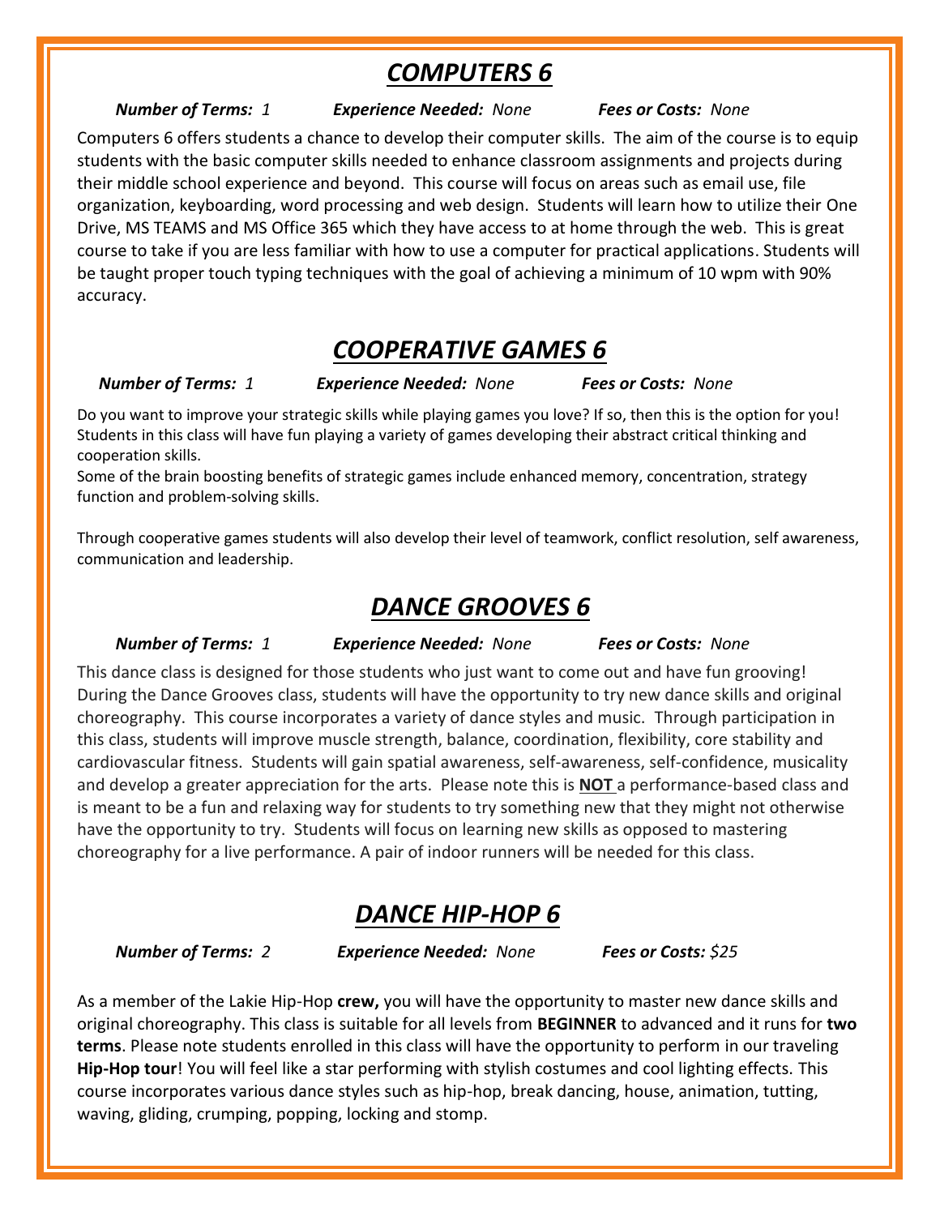## ***COMPUTERS 6***

***Number of Terms:*** *1* ***Experience Needed:*** *None* ***Fees or Costs:*** *None*

Computers 6 offers students a chance to develop their computer skills. The aim of the course is to equip students with the basic computer skills needed to enhance classroom assignments and projects during their middle school experience and beyond. This course will focus on areas such as email use, file organization, keyboarding, word processing and web design. Students will learn how to utilize their One Drive, MS TEAMS and MS Office 365 which they have access to at home through the web. This is great course to take if you are less familiar with how to use a computer for practical applications. Students will be taught proper touch typing techniques with the goal of achieving a minimum of 10 wpm with 90% accuracy.

## ***COOPERATIVE GAMES 6***

***Number of Terms:*** *1* ***Experience Needed:*** *None* ***Fees or Costs:*** *None*

Do you want to improve your strategic skills while playing games you love? If so, then this is the option for you! Students in this class will have fun playing a variety of games developing their abstract critical thinking and cooperation skills.
Some of the brain boosting benefits of strategic games include enhanced memory, concentration, strategy function and problem-solving skills.

Through cooperative games students will also develop their level of teamwork, conflict resolution, self awareness, communication and leadership.

## ***DANCE GROOVES 6***

***Number of Terms:*** *1* ***Experience Needed:*** *None* ***Fees or Costs:*** *None*

This dance class is designed for those students who just want to come out and have fun grooving! During the Dance Grooves class, students will have the opportunity to try new dance skills and original choreography. This course incorporates a variety of dance styles and music. Through participation in this class, students will improve muscle strength, balance, coordination, flexibility, core stability and cardiovascular fitness. Students will gain spatial awareness, self-awareness, self-confidence, musicality and develop a greater appreciation for the arts. Please note this is **NOT** a performance-based class and is meant to be a fun and relaxing way for students to try something new that they might not otherwise have the opportunity to try. Students will focus on learning new skills as opposed to mastering choreography for a live performance. A pair of indoor runners will be needed for this class.

## ***DANCE HIP-HOP 6***

***Number of Terms:*** *2* ***Experience Needed:*** *None* ***Fees or Costs:*** *$25*

As a member of the Lakie Hip-Hop **crew,** you will have the opportunity to master new dance skills and original choreography. This class is suitable for all levels from **BEGINNER** to advanced and it runs for **two terms**. Please note students enrolled in this class will have the opportunity to perform in our traveling **Hip-Hop tour**! You will feel like a star performing with stylish costumes and cool lighting effects. This course incorporates various dance styles such as hip-hop, break dancing, house, animation, tutting, waving, gliding, crumping, popping, locking and stomp.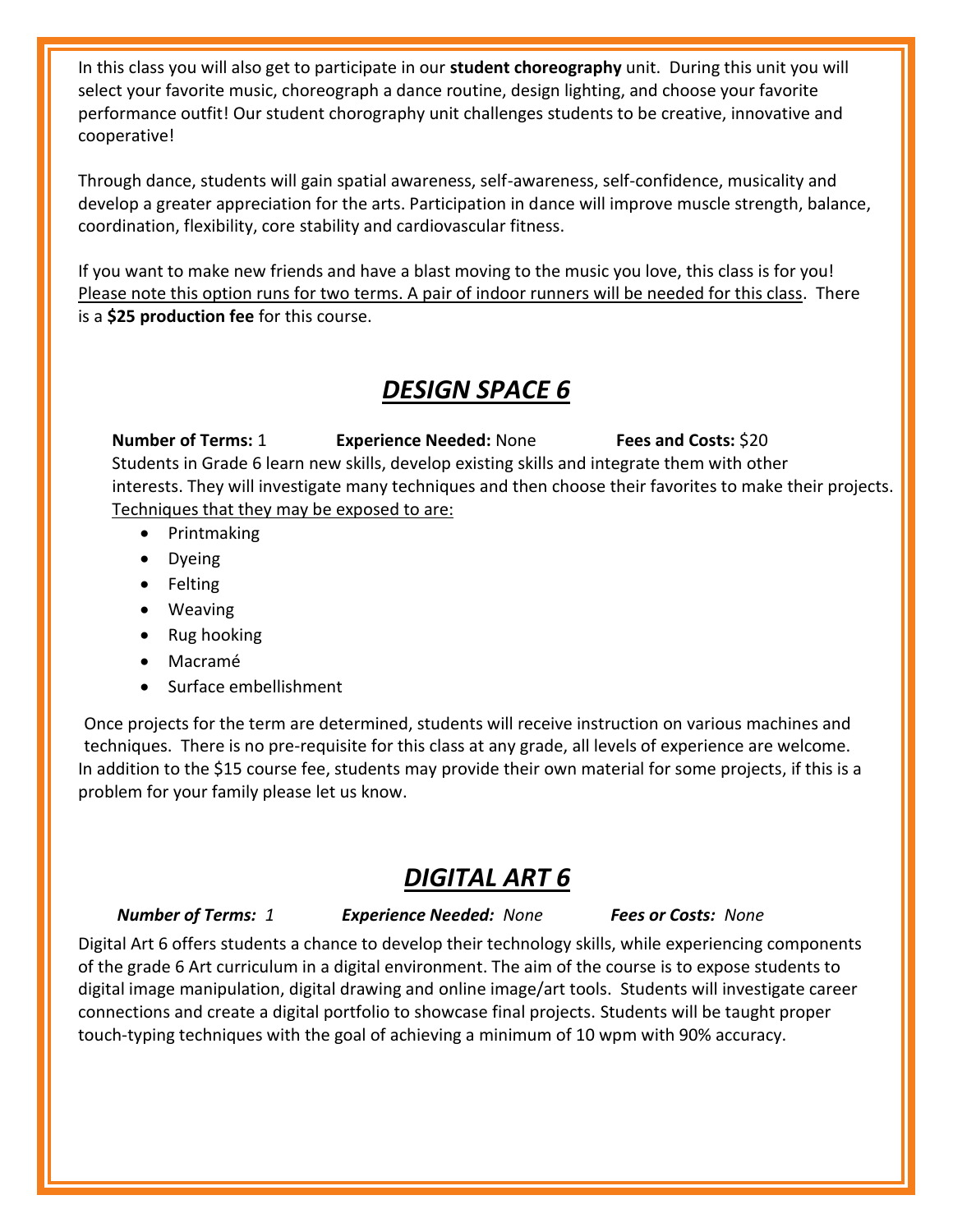In this class you will also get to participate in our **student choreography** unit. During this unit you will select your favorite music, choreograph a dance routine, design lighting, and choose your favorite performance outfit! Our student chorography unit challenges students to be creative, innovative and cooperative!

Through dance, students will gain spatial awareness, self-awareness, self-confidence, musicality and develop a greater appreciation for the arts. Participation in dance will improve muscle strength, balance, coordination, flexibility, core stability and cardiovascular fitness.

If you want to make new friends and have a blast moving to the music you love, this class is for you! <u>Please note this option runs for two terms. A pair of indoor runners will be needed for this class</u>. There is a **$25 production fee** for this course.

## ***DESIGN SPACE 6***

**Number of Terms:** 1 **Experience Needed:** None **Fees and Costs:** $20

Students in Grade 6 learn new skills, develop existing skills and integrate them with other interests. They will investigate many techniques and then choose their favorites to make their projects. <u>Techniques that they may be exposed to are:</u>

- Printmaking
- Dyeing
- Felting
- Weaving
- Rug hooking
- Macramé
- Surface embellishment

Once projects for the term are determined, students will receive instruction on various machines and techniques. There is no pre-requisite for this class at any grade, all levels of experience are welcome. In addition to the $15 course fee, students may provide their own material for some projects, if this is a problem for your family please let us know.

## ***DIGITAL ART 6***

***Number of Terms:*** *1* ***Experience Needed:*** *None* ***Fees or Costs:*** *None*

Digital Art 6 offers students a chance to develop their technology skills, while experiencing components of the grade 6 Art curriculum in a digital environment. The aim of the course is to expose students to digital image manipulation, digital drawing and online image/art tools. Students will investigate career connections and create a digital portfolio to showcase final projects. Students will be taught proper touch-typing techniques with the goal of achieving a minimum of 10 wpm with 90% accuracy.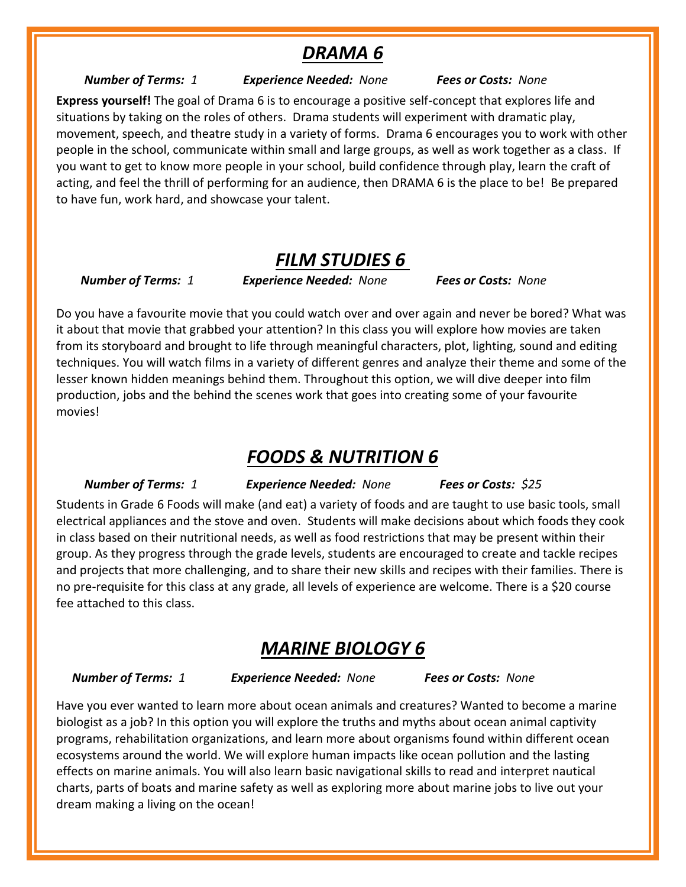## *DRAMA 6*

***Number of Terms:*** *1* ***Experience Needed:*** *None* ***Fees or Costs:*** *None*

**Express yourself!** The goal of Drama 6 is to encourage a positive self-concept that explores life and situations by taking on the roles of others. Drama students will experiment with dramatic play, movement, speech, and theatre study in a variety of forms. Drama 6 encourages you to work with other people in the school, communicate within small and large groups, as well as work together as a class. If you want to get to know more people in your school, build confidence through play, learn the craft of acting, and feel the thrill of performing for an audience, then DRAMA 6 is the place to be! Be prepared to have fun, work hard, and showcase your talent.

## *FILM STUDIES 6*

***Number of Terms:*** *1* ***Experience Needed:*** *None* ***Fees or Costs:*** *None*

Do you have a favourite movie that you could watch over and over again and never be bored? What was it about that movie that grabbed your attention? In this class you will explore how movies are taken from its storyboard and brought to life through meaningful characters, plot, lighting, sound and editing techniques. You will watch films in a variety of different genres and analyze their theme and some of the lesser known hidden meanings behind them. Throughout this option, we will dive deeper into film production, jobs and the behind the scenes work that goes into creating some of your favourite movies!

## *FOODS & NUTRITION 6*

***Number of Terms:*** *1* ***Experience Needed:*** *None* ***Fees or Costs:*** *$25*

Students in Grade 6 Foods will make (and eat) a variety of foods and are taught to use basic tools, small electrical appliances and the stove and oven. Students will make decisions about which foods they cook in class based on their nutritional needs, as well as food restrictions that may be present within their group. As they progress through the grade levels, students are encouraged to create and tackle recipes and projects that more challenging, and to share their new skills and recipes with their families. There is no pre-requisite for this class at any grade, all levels of experience are welcome. There is a $20 course fee attached to this class.

## *MARINE BIOLOGY 6*

***Number of Terms:*** *1* ***Experience Needed:*** *None* ***Fees or Costs:*** *None*

Have you ever wanted to learn more about ocean animals and creatures? Wanted to become a marine biologist as a job? In this option you will explore the truths and myths about ocean animal captivity programs, rehabilitation organizations, and learn more about organisms found within different ocean ecosystems around the world. We will explore human impacts like ocean pollution and the lasting effects on marine animals. You will also learn basic navigational skills to read and interpret nautical charts, parts of boats and marine safety as well as exploring more about marine jobs to live out your dream making a living on the ocean!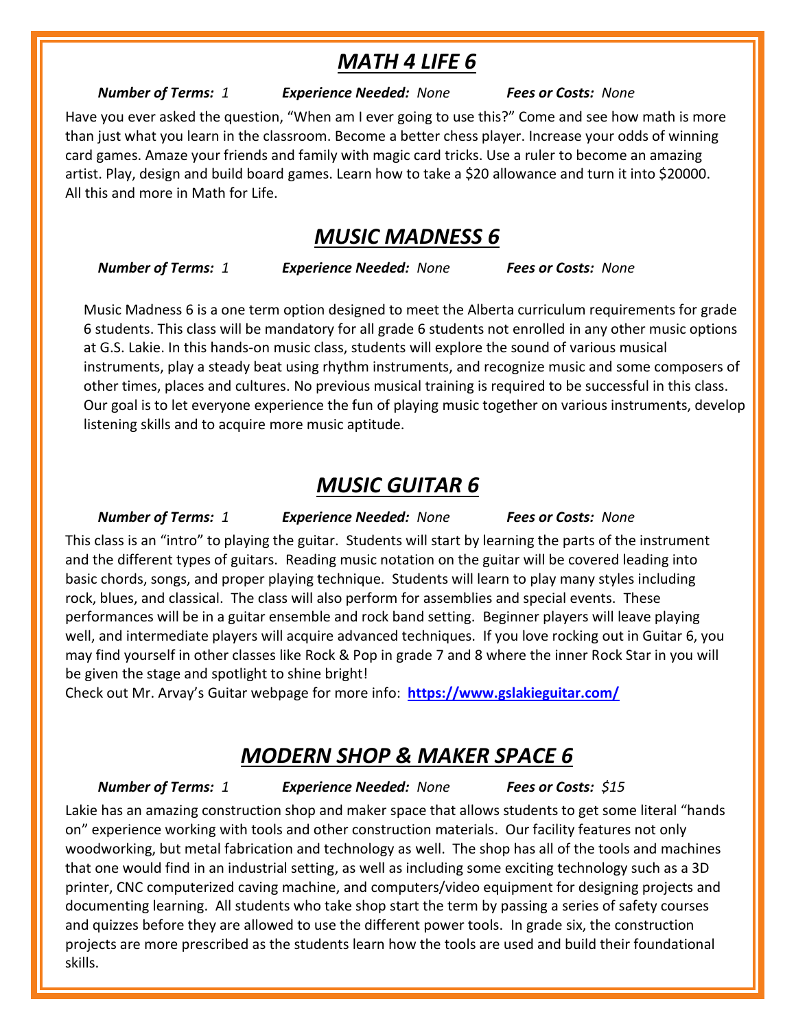## *MATH 4 LIFE 6*

***Number of Terms:*** *1* ***Experience Needed:*** *None* ***Fees or Costs:*** *None*

Have you ever asked the question, "When am I ever going to use this?" Come and see how math is more than just what you learn in the classroom. Become a better chess player. Increase your odds of winning card games. Amaze your friends and family with magic card tricks. Use a ruler to become an amazing artist. Play, design and build board games. Learn how to take a $20 allowance and turn it into $20000. All this and more in Math for Life.

## *MUSIC MADNESS 6*

***Number of Terms:*** *1* ***Experience Needed:*** *None* ***Fees or Costs:*** *None*

Music Madness 6 is a one term option designed to meet the Alberta curriculum requirements for grade 6 students. This class will be mandatory for all grade 6 students not enrolled in any other music options at G.S. Lakie. In this hands-on music class, students will explore the sound of various musical instruments, play a steady beat using rhythm instruments, and recognize music and some composers of other times, places and cultures. No previous musical training is required to be successful in this class. Our goal is to let everyone experience the fun of playing music together on various instruments, develop listening skills and to acquire more music aptitude.

## *MUSIC GUITAR 6*

***Number of Terms:*** *1* ***Experience Needed:*** *None* ***Fees or Costs:*** *None*

This class is an "intro" to playing the guitar. Students will start by learning the parts of the instrument and the different types of guitars. Reading music notation on the guitar will be covered leading into basic chords, songs, and proper playing technique. Students will learn to play many styles including rock, blues, and classical. The class will also perform for assemblies and special events. These performances will be in a guitar ensemble and rock band setting. Beginner players will leave playing well, and intermediate players will acquire advanced techniques. If you love rocking out in Guitar 6, you may find yourself in other classes like Rock & Pop in grade 7 and 8 where the inner Rock Star in you will be given the stage and spotlight to shine bright!

Check out Mr. Arvay's Guitar webpage for more info: **[https://www.gslakieguitar.com/](https://www.gslakieguitar.com/)**

## *MODERN SHOP & MAKER SPACE 6*

***Number of Terms:*** *1* ***Experience Needed:*** *None* ***Fees or Costs:*** *$15*

Lakie has an amazing construction shop and maker space that allows students to get some literal "hands on" experience working with tools and other construction materials. Our facility features not only woodworking, but metal fabrication and technology as well. The shop has all of the tools and machines that one would find in an industrial setting, as well as including some exciting technology such as a 3D printer, CNC computerized caving machine, and computers/video equipment for designing projects and documenting learning. All students who take shop start the term by passing a series of safety courses and quizzes before they are allowed to use the different power tools. In grade six, the construction projects are more prescribed as the students learn how the tools are used and build their foundational skills.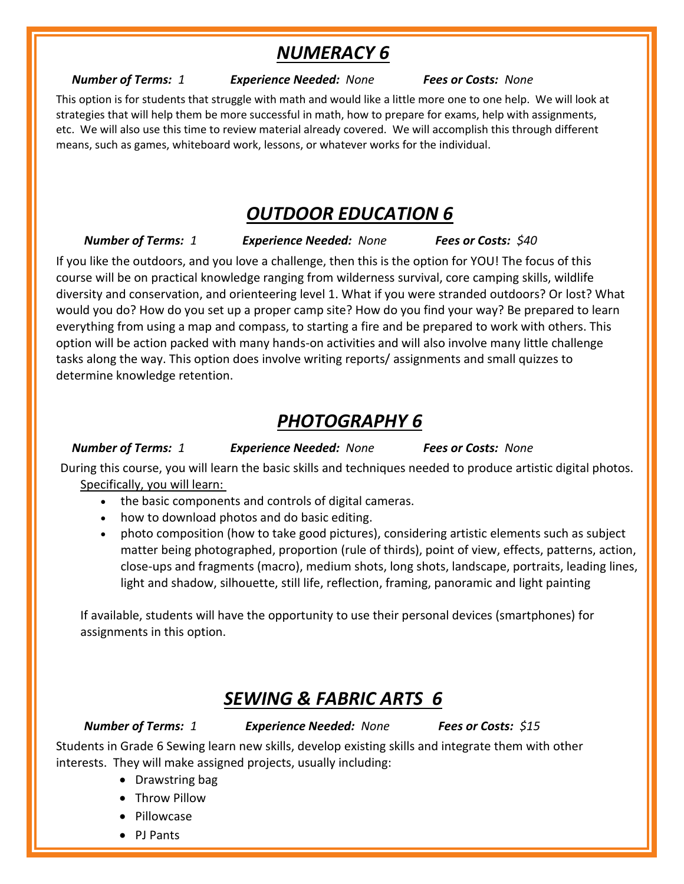## ***NUMERACY 6***

***Number of Terms:*** *1* ***Experience Needed:*** *None* ***Fees or Costs:*** *None*

This option is for students that struggle with math and would like a little more one to one help. We will look at strategies that will help them be more successful in math, how to prepare for exams, help with assignments, etc. We will also use this time to review material already covered. We will accomplish this through different means, such as games, whiteboard work, lessons, or whatever works for the individual.

## ***OUTDOOR EDUCATION 6***

***Number of Terms:*** *1* ***Experience Needed:*** *None* ***Fees or Costs:*** *$40*

If you like the outdoors, and you love a challenge, then this is the option for YOU! The focus of this course will be on practical knowledge ranging from wilderness survival, core camping skills, wildlife diversity and conservation, and orienteering level 1. What if you were stranded outdoors? Or lost? What would you do? How do you set up a proper camp site? How do you find your way? Be prepared to learn everything from using a map and compass, to starting a fire and be prepared to work with others. This option will be action packed with many hands-on activities and will also involve many little challenge tasks along the way. This option does involve writing reports/ assignments and small quizzes to determine knowledge retention.

## ***PHOTOGRAPHY 6***

***Number of Terms:*** *1* ***Experience Needed:*** *None* ***Fees or Costs:*** *None*

During this course, you will learn the basic skills and techniques needed to produce artistic digital photos. Specifically, you will learn:

- the basic components and controls of digital cameras.
- how to download photos and do basic editing.
- photo composition (how to take good pictures), considering artistic elements such as subject matter being photographed, proportion (rule of thirds), point of view, effects, patterns, action, close-ups and fragments (macro), medium shots, long shots, landscape, portraits, leading lines, light and shadow, silhouette, still life, reflection, framing, panoramic and light painting

If available, students will have the opportunity to use their personal devices (smartphones) for assignments in this option.

## ***SEWING & FABRIC ARTS 6***

***Number of Terms:*** *1* ***Experience Needed:*** *None* ***Fees or Costs:*** *$15*

Students in Grade 6 Sewing learn new skills, develop existing skills and integrate them with other interests. They will make assigned projects, usually including:

- Drawstring bag
- Throw Pillow
- Pillowcase
- PJ Pants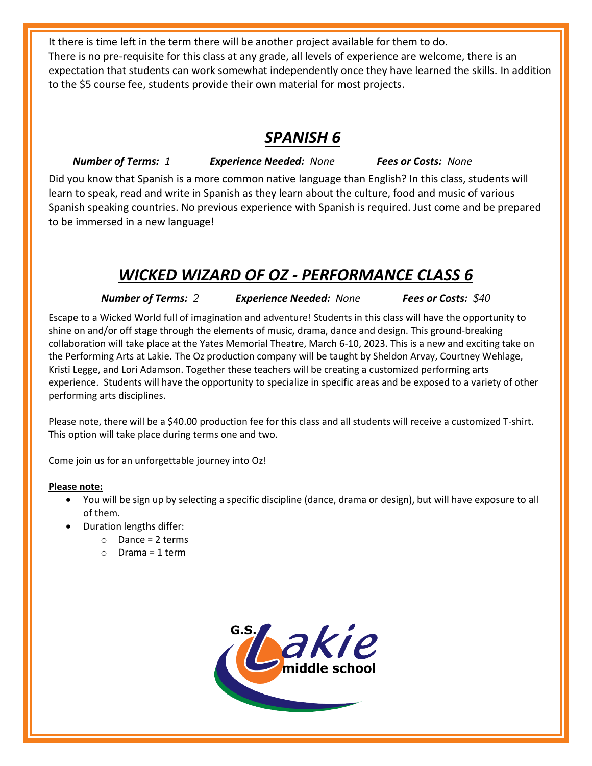It there is time left in the term there will be another project available for them to do.
There is no pre-requisite for this class at any grade, all levels of experience are welcome, there is an expectation that students can work somewhat independently once they have learned the skills. In addition to the $5 course fee, students provide their own material for most projects.

## ***SPANISH 6***

***Number of Terms:*** *1* ***Experience Needed:*** *None* ***Fees or Costs:*** *None*

Did you know that Spanish is a more common native language than English? In this class, students will learn to speak, read and write in Spanish as they learn about the culture, food and music of various Spanish speaking countries. No previous experience with Spanish is required. Just come and be prepared to be immersed in a new language!

## ***WICKED WIZARD OF OZ - PERFORMANCE CLASS 6***

***Number of Terms:*** *2* ***Experience Needed:*** *None* ***Fees or Costs:*** *$40*

Escape to a Wicked World full of imagination and adventure! Students in this class will have the opportunity to shine on and/or off stage through the elements of music, drama, dance and design. This ground-breaking collaboration will take place at the Yates Memorial Theatre, March 6-10, 2023. This is a new and exciting take on the Performing Arts at Lakie. The Oz production company will be taught by Sheldon Arvay, Courtney Wehlage, Kristi Legge, and Lori Adamson. Together these teachers will be creating a customized performing arts experience. Students will have the opportunity to specialize in specific areas and be exposed to a variety of other performing arts disciplines.

Please note, there will be a $40.00 production fee for this class and all students will receive a customized T-shirt. This option will take place during terms one and two.

Come join us for an unforgettable journey into Oz!

**Please note:**

- You will be sign up by selecting a specific discipline (dance, drama or design), but will have exposure to all of them.
- Duration lengths differ:
  - Dance = 2 terms
  - Drama = 1 term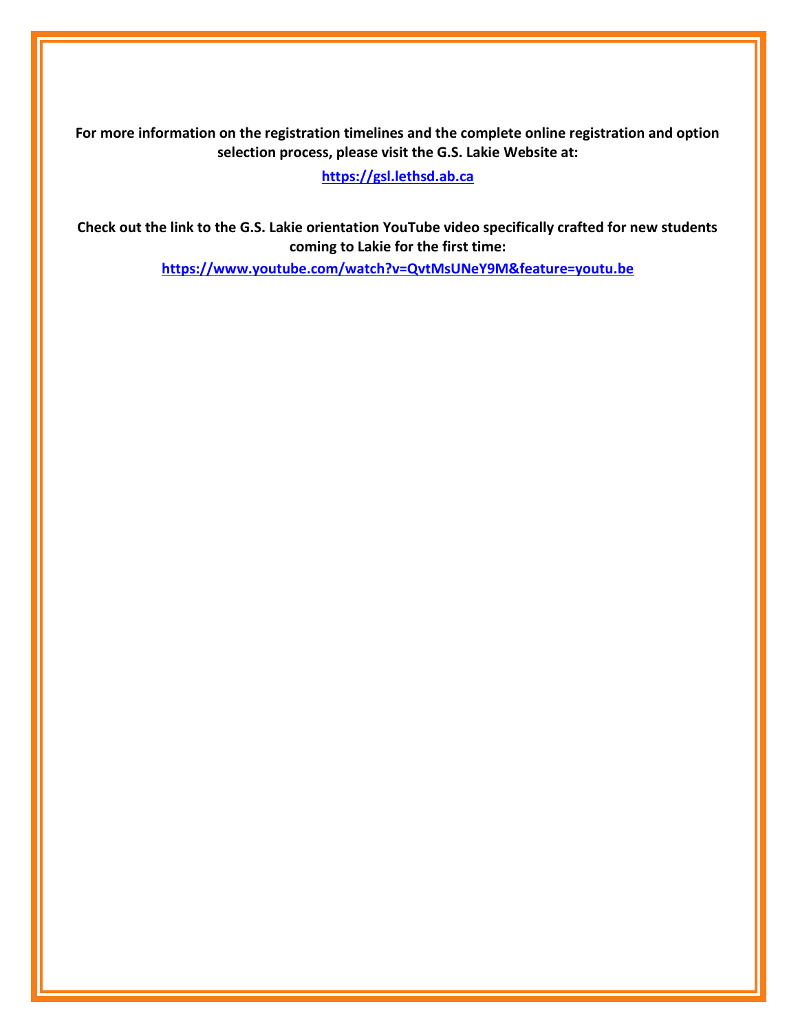**For more information on the registration timelines and the complete online registration and option selection process, please visit the G.S. Lakie Website at:**

**[https://gsl.lethsd.ab.ca](https://gsl.lethsd.ab.ca)**

**Check out the link to the G.S. Lakie orientation YouTube video specifically crafted for new students coming to Lakie for the first time:**

**[https://www.youtube.com/watch?v=QvtMsUNeY9M&feature=youtu.be](https://www.youtube.com/watch?v=QvtMsUNeY9M&feature=youtu.be)**